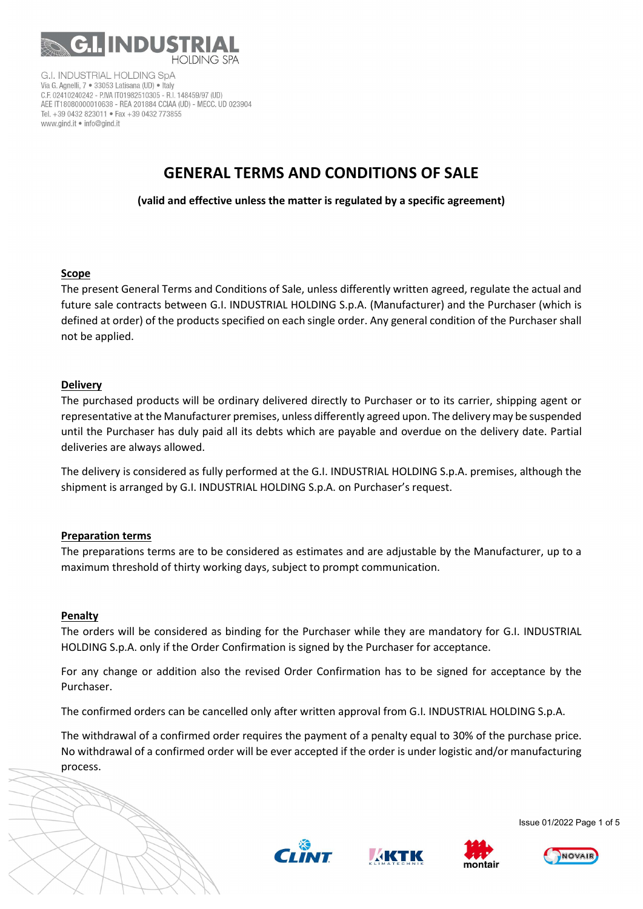G.I. INDUSTRIAL HOLDING SpA
Via G. Agnelli, 7 • 33053 Latisana (UD) • Italy
C.F. 02410240242 - P.IVA IT01982510305 - R.I. 148459/97 (UD)
AEE IT18080000010638 - REA 201884 CCIAA (UD) - MECC. UD 023904
Tel. +39 0432 823011 • Fax +39 0432 773855
www.gind.it • info@gind.it

# GENERAL TERMS AND CONDITIONS OF SALE

**(valid and effective unless the matter is regulated by a specific agreement)**

## Scope

The present General Terms and Conditions of Sale, unless differently written agreed, regulate the actual and future sale contracts between G.I. INDUSTRIAL HOLDING S.p.A. (Manufacturer) and the Purchaser (which is defined at order) of the products specified on each single order. Any general condition of the Purchaser shall not be applied.

## Delivery

The purchased products will be ordinary delivered directly to Purchaser or to its carrier, shipping agent or representative at the Manufacturer premises, unless differently agreed upon. The delivery may be suspended until the Purchaser has duly paid all its debts which are payable and overdue on the delivery date. Partial deliveries are always allowed.

The delivery is considered as fully performed at the G.I. INDUSTRIAL HOLDING S.p.A. premises, although the shipment is arranged by G.I. INDUSTRIAL HOLDING S.p.A. on Purchaser's request.

## Preparation terms

The preparations terms are to be considered as estimates and are adjustable by the Manufacturer, up to a maximum threshold of thirty working days, subject to prompt communication.

## Penalty

The orders will be considered as binding for the Purchaser while they are mandatory for G.I. INDUSTRIAL HOLDING S.p.A. only if the Order Confirmation is signed by the Purchaser for acceptance.

For any change or addition also the revised Order Confirmation has to be signed for acceptance by the Purchaser.

The confirmed orders can be cancelled only after written approval from G.I. INDUSTRIAL HOLDING S.p.A.

The withdrawal of a confirmed order requires the payment of a penalty equal to 30% of the purchase price. No withdrawal of a confirmed order will be ever accepted if the order is under logistic and/or manufacturing process.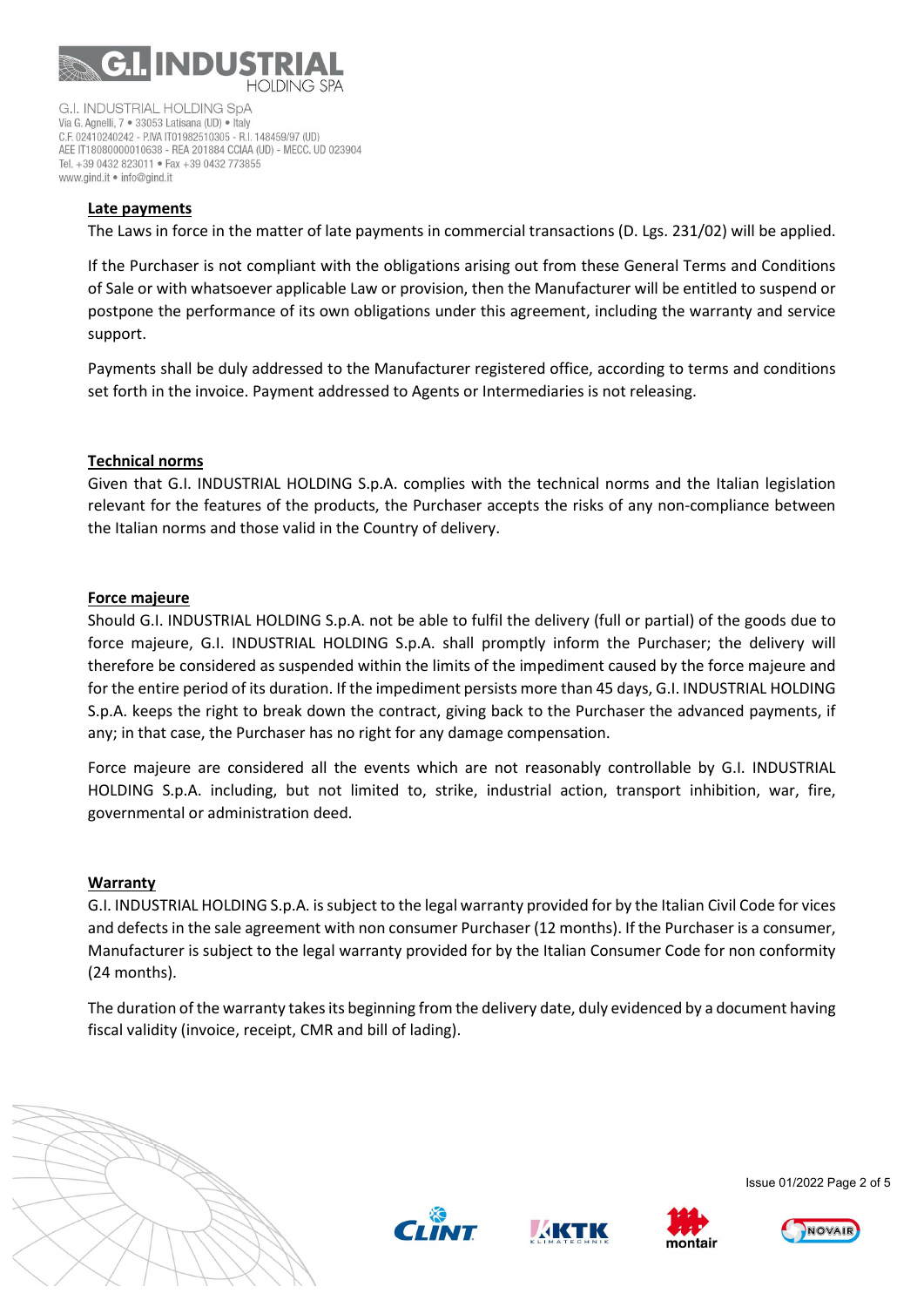## Late payments

The Laws in force in the matter of late payments in commercial transactions (D. Lgs. 231/02) will be applied.

If the Purchaser is not compliant with the obligations arising out from these General Terms and Conditions of Sale or with whatsoever applicable Law or provision, then the Manufacturer will be entitled to suspend or postpone the performance of its own obligations under this agreement, including the warranty and service support.

Payments shall be duly addressed to the Manufacturer registered office, according to terms and conditions set forth in the invoice. Payment addressed to Agents or Intermediaries is not releasing.

## Technical norms

Given that G.I. INDUSTRIAL HOLDING S.p.A. complies with the technical norms and the Italian legislation relevant for the features of the products, the Purchaser accepts the risks of any non-compliance between the Italian norms and those valid in the Country of delivery.

## Force majeure

Should G.I. INDUSTRIAL HOLDING S.p.A. not be able to fulfil the delivery (full or partial) of the goods due to force majeure, G.I. INDUSTRIAL HOLDING S.p.A. shall promptly inform the Purchaser; the delivery will therefore be considered as suspended within the limits of the impediment caused by the force majeure and for the entire period of its duration. If the impediment persists more than 45 days, G.I. INDUSTRIAL HOLDING S.p.A. keeps the right to break down the contract, giving back to the Purchaser the advanced payments, if any; in that case, the Purchaser has no right for any damage compensation.

Force majeure are considered all the events which are not reasonably controllable by G.I. INDUSTRIAL HOLDING S.p.A. including, but not limited to, strike, industrial action, transport inhibition, war, fire, governmental or administration deed.

## Warranty

G.I. INDUSTRIAL HOLDING S.p.A. is subject to the legal warranty provided for by the Italian Civil Code for vices and defects in the sale agreement with non consumer Purchaser (12 months). If the Purchaser is a consumer, Manufacturer is subject to the legal warranty provided for by the Italian Consumer Code for non conformity (24 months).

The duration of the warranty takes its beginning from the delivery date, duly evidenced by a document having fiscal validity (invoice, receipt, CMR and bill of lading).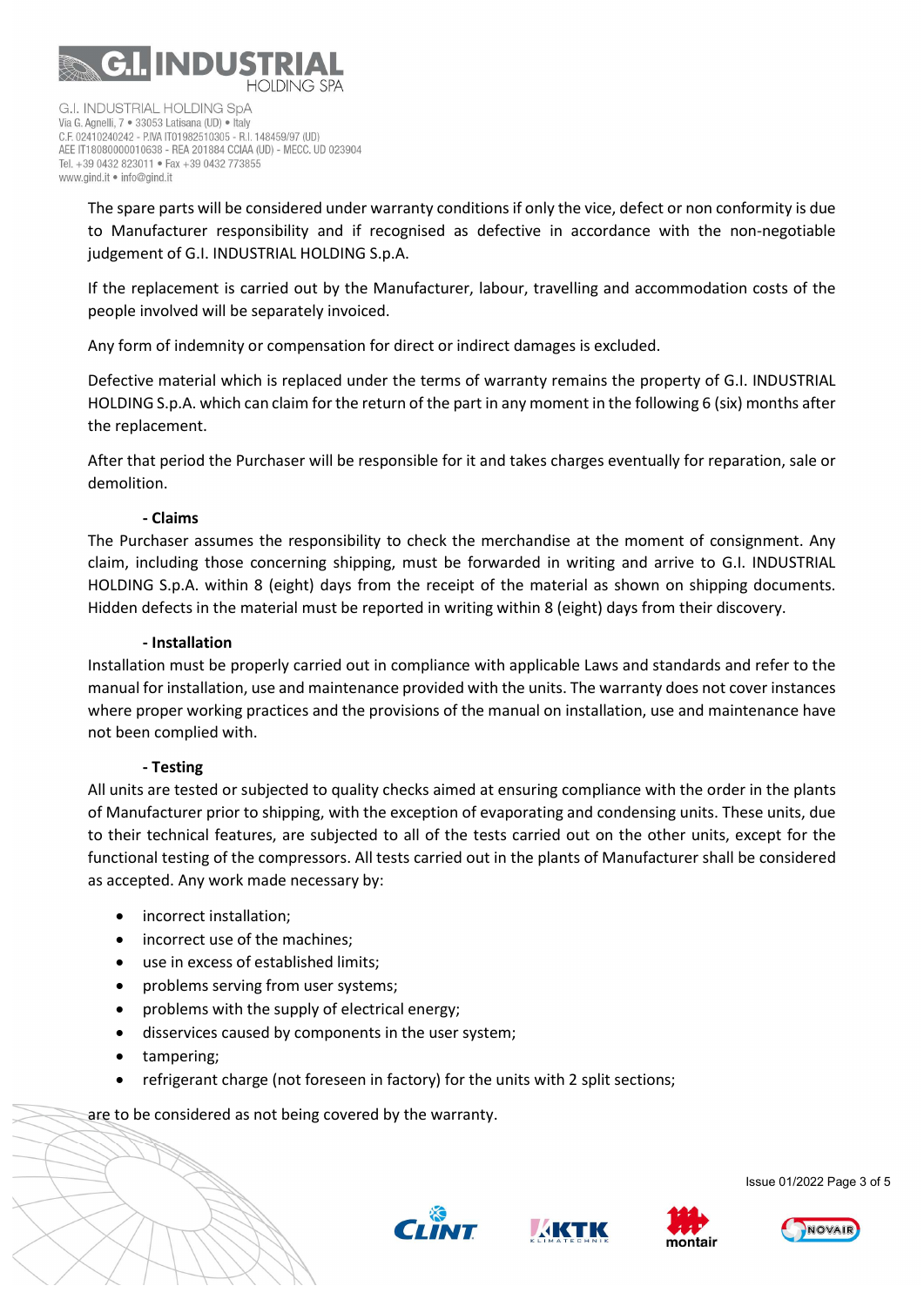The spare parts will be considered under warranty conditions if only the vice, defect or non conformity is due to Manufacturer responsibility and if recognised as defective in accordance with the non-negotiable judgement of G.I. INDUSTRIAL HOLDING S.p.A.

If the replacement is carried out by the Manufacturer, labour, travelling and accommodation costs of the people involved will be separately invoiced.

Any form of indemnity or compensation for direct or indirect damages is excluded.

Defective material which is replaced under the terms of warranty remains the property of G.I. INDUSTRIAL HOLDING S.p.A. which can claim for the return of the part in any moment in the following 6 (six) months after the replacement.

After that period the Purchaser will be responsible for it and takes charges eventually for reparation, sale or demolition.

**- Claims**

The Purchaser assumes the responsibility to check the merchandise at the moment of consignment. Any claim, including those concerning shipping, must be forwarded in writing and arrive to G.I. INDUSTRIAL HOLDING S.p.A. within 8 (eight) days from the receipt of the material as shown on shipping documents. Hidden defects in the material must be reported in writing within 8 (eight) days from their discovery.

**- Installation**

Installation must be properly carried out in compliance with applicable Laws and standards and refer to the manual for installation, use and maintenance provided with the units. The warranty does not cover instances where proper working practices and the provisions of the manual on installation, use and maintenance have not been complied with.

**- Testing**

All units are tested or subjected to quality checks aimed at ensuring compliance with the order in the plants of Manufacturer prior to shipping, with the exception of evaporating and condensing units. These units, due to their technical features, are subjected to all of the tests carried out on the other units, except for the functional testing of the compressors. All tests carried out in the plants of Manufacturer shall be considered as accepted. Any work made necessary by:

- incorrect installation;
- incorrect use of the machines;
- use in excess of established limits;
- problems serving from user systems;
- problems with the supply of electrical energy;
- disservices caused by components in the user system;
- tampering;
- refrigerant charge (not foreseen in factory) for the units with 2 split sections;

are to be considered as not being covered by the warranty.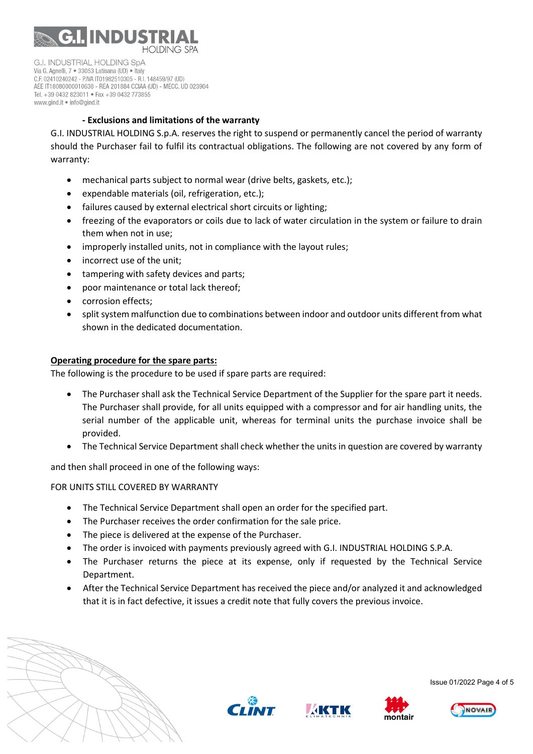- **Exclusions and limitations of the warranty**

G.I. INDUSTRIAL HOLDING S.p.A. reserves the right to suspend or permanently cancel the period of warranty should the Purchaser fail to fulfil its contractual obligations. The following are not covered by any form of warranty:

- mechanical parts subject to normal wear (drive belts, gaskets, etc.);
- expendable materials (oil, refrigeration, etc.);
- failures caused by external electrical short circuits or lighting;
- freezing of the evaporators or coils due to lack of water circulation in the system or failure to drain them when not in use;
- improperly installed units, not in compliance with the layout rules;
- incorrect use of the unit;
- tampering with safety devices and parts;
- poor maintenance or total lack thereof;
- corrosion effects;
- split system malfunction due to combinations between indoor and outdoor units different from what shown in the dedicated documentation.

**Operating procedure for the spare parts:**

The following is the procedure to be used if spare parts are required:

- The Purchaser shall ask the Technical Service Department of the Supplier for the spare part it needs. The Purchaser shall provide, for all units equipped with a compressor and for air handling units, the serial number of the applicable unit, whereas for terminal units the purchase invoice shall be provided.
- The Technical Service Department shall check whether the units in question are covered by warranty

and then shall proceed in one of the following ways:

FOR UNITS STILL COVERED BY WARRANTY

- The Technical Service Department shall open an order for the specified part.
- The Purchaser receives the order confirmation for the sale price.
- The piece is delivered at the expense of the Purchaser.
- The order is invoiced with payments previously agreed with G.I. INDUSTRIAL HOLDING S.P.A.
- The Purchaser returns the piece at its expense, only if requested by the Technical Service Department.
- After the Technical Service Department has received the piece and/or analyzed it and acknowledged that it is in fact defective, it issues a credit note that fully covers the previous invoice.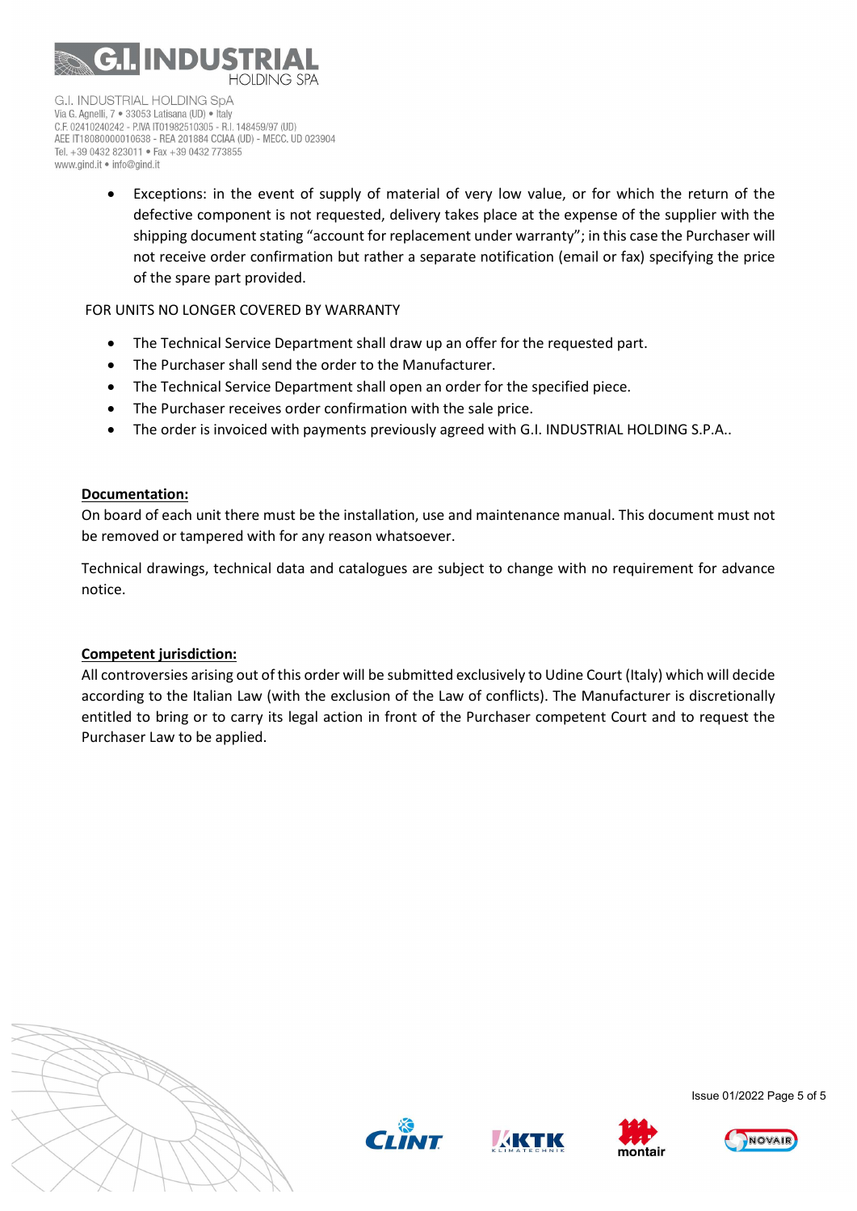- Exceptions: in the event of supply of material of very low value, or for which the return of the defective component is not requested, delivery takes place at the expense of the supplier with the shipping document stating "account for replacement under warranty"; in this case the Purchaser will not receive order confirmation but rather a separate notification (email or fax) specifying the price of the spare part provided.

FOR UNITS NO LONGER COVERED BY WARRANTY

- The Technical Service Department shall draw up an offer for the requested part.
- The Purchaser shall send the order to the Manufacturer.
- The Technical Service Department shall open an order for the specified piece.
- The Purchaser receives order confirmation with the sale price.
- The order is invoiced with payments previously agreed with G.I. INDUSTRIAL HOLDING S.P.A..

**Documentation:**

On board of each unit there must be the installation, use and maintenance manual. This document must not be removed or tampered with for any reason whatsoever.

Technical drawings, technical data and catalogues are subject to change with no requirement for advance notice.

**Competent jurisdiction:**

All controversies arising out of this order will be submitted exclusively to Udine Court (Italy) which will decide according to the Italian Law (with the exclusion of the Law of conflicts). The Manufacturer is discretionally entitled to bring or to carry its legal action in front of the Purchaser competent Court and to request the Purchaser Law to be applied.